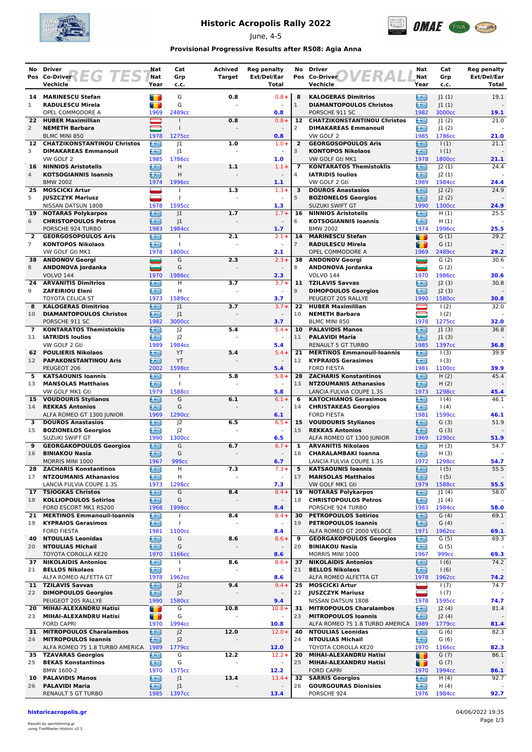# Historic Acropolis Rally 2022

June, 4-5

**Provisional Progressive Results after RS08: Agia Anna**

## REG TEST

| No / Pos | Driver / Co-Driver / Vehicle | Nat | Cat / Grp / c.c. | Achived Target | Reg penalty Ext/Del/Ear Total |
|---|---|---|---|---|---|
| 14 / 1 | **MARINESCU Stefan** / **RADULESCU Mirela** / OPEL COMMODORE A | ROU / ROU / 1969 | G / G / 2489cc | 0.8 | 0.8+ / - / **0.8** |
| 22 / 2 | **HUBER Maximillian** / **NEMETH Barbara** / BLMC MINI 850 | AUT / HUN / 1978 | I / I / 1275cc | 0.8 | 0.8+ / - / **0.8** |
| 12 / 3 | **CHATZIKONSTANTINOU Christos** / **DIMAKAREAS Emmanouil** / VW GOLF 2 | GRE / GRE / 1985 | J1 / J1 / 1786cc | 1.0 | 1.0+ / - / **1.0** |
| 16 / 4 | **NINNIOS Aristotelis** / **KOTSOGIANNIS Ioannis** / BMW 2002 | GRE / GRE / 1974 | H / H / 1996cc | 1.1 | 1.1+ / - / **1.1** |
| 25 / 5 | **MOSCICKI Artur** / **JUSZCZYK Mariusz** / NISSAN DATSUN 180B | POL / POL / 1978 | I / I / 1595cc | 1.3 | 1.3+ / - / **1.3** |
| 19 / 6 | **NOTARAS Polykarpos** / **CHRISTOPOULOS Petros** / PORSCHE 924 TURBO | GRE / GRE / 1983 | J1 / J1 / 1984cc | 1.7 | 1.7+ / - / **1.7** |
| 2 / 7 | **GEORGOSOPOULOS Aris** / **KONTOPOS Nikolaos** / VW GOLF Gti MK1 | GRE / GRE / 1978 | I / I / 1800cc | 2.1 | 2.1+ / - / **2.1** |
| 38 / 8 | **ANDONOV Georgi** / **ANDONOVA Jordanka** / VOLVO 144 | BUL / BUL / 1970 | G / G / 1986cc | 2.3 | 2.3+ / - / **2.3** |
| 24 / 9 | **ARVANITIS Dimitrios** / **ZAFEIRIOU Eleni** / TOYOTA CELICA ST | GRE / GRE / 1973 | H / H / 1589cc | 3.7 | 3.7+ / - / **3.7** |
| 8 / 10 | **KALOGERAS Dimitrios** / **DIAMANTOPOULOS Christos** / PORSCHE 911 SC | GRE / GRE / 1982 | J1 / J1 / 3000cc | 3.7 | 3.7+ / - / **3.7** |
| 7 / 11 | **KONTARATOS Themistoklis** / **IATRIDIS Ioulios** / VW GOLF 2 Gti | GRE / GRE / 1989 | J2 / J2 / 1984cc | 5.4 | 5.4+ / - / **5.4** |
| 62 / 12 | **POULIERIS Nikolaos** / **PAPAKONSTANTINOU Aris** / PEUGEOT 206 | GRE / GRE / 2002 | YT / YT / 1598cc | 5.4 | 5.4+ / - / **5.4** |
| 5 / 13 | **KATSAOUNIS Ioannis** / **MANSOLAS Matthaios** / VW GOLF MK1 Gti | GRE / GRE / 1979 | I / I / 1588cc | 5.8 | 5.8+ / - / **5.8** |
| 15 / 14 | **VOUDOURIS Stylianos** / **REKKAS Antonios** / ALFA ROMEO GT 1300 JUNIOR | GRE / GRE / 1969 | G / G / 1290cc | 6.1 | 6.1+ / - / **6.1** |
| 3 / 15 | **DOUROS Anastasios** / **BOZIONELOS Georgios** / SUZUKI SWIFT GT | GRE / GRE / 1990 | J2 / J2 / 1300cc | 6.5 | 6.5+ / - / **6.5** |
| 9 / 16 | **GEORGAKOPOULOS Georgios** / **BINIAKOU Nasia** / MORRIS MINI 1000 | GRE / GRE / 1967 | G / G / 999cc | 6.7 | 6.7+ / - / **6.7** |
| 28 / 17 | **ZACHARIS Konstantinos** / **NTZOUMANIS Athanasios** / LANCIA FULVIA COUPE 1.3S | GRE / GRE / 1973 | H / H / 1298cc | 7.3 | 7.3+ / - / **7.3** |
| 17 / 18 | **TSIOGKAS Christos** / **KOLLIOPOULOS Sotirios** / FORD ESCORT MK1 RS200 | GRE / GRE / 1968 | G / G / 1998cc | 8.4 | 8.4+ / - / **8.4** |
| 21 / 19 | **MERTINOS Emmanouil-Ioannis** / **KYPRAIOS Gerasimos** / FORD FIESTA | GRE / GRE / 1981 | I / I / 1100cc | 8.4 | 8.4+ / - / **8.4** |
| 40 / 20 | **NTOULIAS Leonidas** / **NTOULIAS Michail** / TOYOTA COROLLA KE20 | GRE / GRE / 1970 | G / G / 1166cc | 8.6 | 8.6+ / - / **8.6** |
| 37 / 21 | **NIKOLAIDIS Antonios** / **BELLOS Nikolaos** / ALFA ROMEO ALFETTA GT | GRE / GRE / 1978 | I / I / 1962cc | 8.6 | 8.6+ / - / **8.6** |
| 11 / 22 | **TZILAVIS Savvas** / **DIMOPOULOS Georgios** / PEUGEOT 205 RALLYE | GRE / GRE / 1990 | J2 / J2 / 1580cc | 9.4 | 9.4+ / - / **9.4** |
| 20 / 23 | **MIHAI-ALEXANDRU Hatisi** / **MIHAI-ALEXANDRU Hatisi** / FORD CAPRI | ROU / ROU / 1970 | G / G / 1994cc | 10.8 | 10.8+ / - / **10.8** |
| 31 / 24 | **MITROPOULOS Charalambos** / **MITROPOULOS Ioannis** / ALFA ROMEO 75 1.8 TURBO AMERICA | GRE / GRE / 1989 | J2 / J2 / 1779cc | 12.0 | 12.0+ / - / **12.0** |
| 35 / 25 | **TZAVARAS Georgios** / **BEKAS Konstantinos** / BMW 1600-2 | GRE / GRE / 1970 | G / G / 1575cc | 12.2 | 12.2+ / - / **12.2** |
| 10 / 26 | **PALAVIDIS Manos** / **PALAVIDI Maria** / RENAULT 5 GT TURBO | GRE / GRE / 1985 | J1 / J1 / 1397cc | 13.4 | 13.4+ / - / **13.4** |

## OVERALL

| No / Pos | Driver / Co-Driver / Vehicle | Nat | Cat / Grp / c.c. | Reg penalty Ext/Del/Ear Total |
|---|---|---|---|---|
| 8 / 1 | **KALOGERAS Dimitrios** / **DIAMANTOPOULOS Christos** / PORSCHE 911 SC | GRE / GRE / 1982 | J1 (1) / J1 (1) / 3000cc | 19.1 / - / **19.1** |
| 12 / 2 | **CHATZIKONSTANTINOU Christos** / **DIMAKAREAS Emmanouil** / VW GOLF 2 | GRE / GRE / 1985 | J1 (2) / J1 (2) / 1786cc | 21.0 / - / **21.0** |
| 2 / 3 | **GEORGOSOPOULOS Aris** / **KONTOPOS Nikolaos** / VW GOLF Gti MK1 | GRE / GRE / 1978 | I (1) / I (1) / 1800cc | 21.1 / - / **21.1** |
| 7 / 4 | **KONTARATOS Themistoklis** / **IATRIDIS Ioulios** / VW GOLF 2 Gti | GRE / GRE / 1989 | J2 (1) / J2 (1) / 1984cc | 24.4 / - / **24.4** |
| 3 / 5 | **DOUROS Anastasios** / **BOZIONELOS Georgios** / SUZUKI SWIFT GT | GRE / GRE / 1990 | J2 (2) / J2 (2) / 1300cc | 24.9 / - / **24.9** |
| 16 / 6 | **NINNIOS Aristotelis** / **KOTSOGIANNIS Ioannis** / BMW 2002 | GRE / GRE / 1974 | H (1) / H (1) / 1996cc | 25.5 / - / **25.5** |
| 14 / 7 | **MARINESCU Stefan** / **RADULESCU Mirela** / OPEL COMMODORE A | ROU / ROU / 1969 | G (1) / G (1) / 2489cc | 29.2 / - / **29.2** |
| 38 / 8 | **ANDONOV Georgi** / **ANDONOVA Jordanka** / VOLVO 144 | BUL / BUL / 1970 | G (2) / G (2) / 1986cc | 30.6 / - / **30.6** |
| 11 / 9 | **TZILAVIS Savvas** / **DIMOPOULOS Georgios** / PEUGEOT 205 RALLYE | GRE / GRE / 1990 | J2 (3) / J2 (3) / 1580cc | 30.8 / - / **30.8** |
| 22 / 10 | **HUBER Maximillian** / **NEMETH Barbara** / BLMC MINI 850 | AUT / HUN / 1978 | I (2) / I (2) / 1275cc | 32.0 / - / **32.0** |
| 10 / 11 | **PALAVIDIS Manos** / **PALAVIDI Maria** / RENAULT 5 GT TURBO | GRE / GRE / 1985 | J1 (3) / J1 (3) / 1397cc | 36.8 / - / **36.8** |
| 21 / 12 | **MERTINOS Emmanouil-Ioannis** / **KYPRAIOS Gerasimos** / FORD FIESTA | GRE / GRE / 1981 | I (3) / I (3) / 1100cc | 39.9 / - / **39.9** |
| 28 / 13 | **ZACHARIS Konstantinos** / **NTZOUMANIS Athanasios** / LANCIA FULVIA COUPE 1.3S | GRE / GRE / 1973 | H (2) / H (2) / 1298cc | 45.4 / - / **45.4** |
| 6 / 14 | **KATOCHIANOS Gerasimos** / **CHRISTAKEAS Georgios** / FORD FIESTA | GRE / GRE / 1981 | I (4) / I (4) / 1599cc | 46.1 / - / **46.1** |
| 15 / 15 | **VOUDOURIS Stylianos** / **REKKAS Antonios** / ALFA ROMEO GT 1300 JUNIOR | GRE / GRE / 1969 | G (3) / G (3) / 1290cc | 51.9 / - / **51.9** |
| 1 / 16 | **ARVANITIS Nikolaos** / **CHARALAMBAKI Ioanna** / LANCIA FULVIA COUPE 1.3S | GRE / GRE / 1972 | H (3) / H (3) / 1298cc | 54.7 / - / **54.7** |
| 5 / 17 | **KATSAOUNIS Ioannis** / **MANSOLAS Matthaios** / VW GOLF MK1 Gti | GRE / GRE / 1979 | I (5) / I (5) / 1588cc | 55.5 / - / **55.5** |
| 19 / 18 | **NOTARAS Polykarpos** / **CHRISTOPOULOS Petros** / PORSCHE 924 TURBO | GRE / GRE / 1983 | J1 (4) / J1 (4) / 1984cc | 58.0 / - / **58.0** |
| 30 / 19 | **PETROPOULOS Sotirios** / **PETROPOULOS Ioannis** / ALFA ROMEO GT 2000 VELOCE | GRE / GRE / 1971 | G (4) / G (4) / 1962cc | 69.1 / - / **69.1** |
| 9 / 20 | **GEORGAKOPOULOS Georgios** / **BINIAKOU Nasia** / MORRIS MINI 1000 | GRE / GRE / 1967 | G (5) / G (5) / 999cc | 69.3 / - / **69.3** |
| 37 / 21 | **NIKOLAIDIS Antonios** / **BELLOS Nikolaos** / ALFA ROMEO ALFETTA GT | GRE / GRE / 1978 | I (6) / I (6) / 1962cc | 74.2 / - / **74.2** |
| 25 / 22 | **MOSCICKI Artur** / **JUSZCZYK Mariusz** / NISSAN DATSUN 180B | POL / POL / 1978 | I (7) / I (7) / 1595cc | 74.7 / - / **74.7** |
| 31 / 23 | **MITROPOULOS Charalambos** / **MITROPOULOS Ioannis** / ALFA ROMEO 75 1.8 TURBO AMERICA | GRE / GRE / 1989 | J2 (4) / J2 (4) / 1779cc | 81.4 / - / **81.4** |
| 40 / 24 | **NTOULIAS Leonidas** / **NTOULIAS Michail** / TOYOTA COROLLA KE20 | GRE / GRE / 1970 | G (6) / G (6) / 1166cc | 82.3 / - / **82.3** |
| 20 / 25 | **MIHAI-ALEXANDRU Hatisi** / **MIHAI-ALEXANDRU Hatisi** / FORD CAPRI | ROU / ROU / 1970 | G (7) / G (7) / 1994cc | 86.1 / - / **86.1** |
| 32 / 26 | **SARRIS Georgios** / **GOURGOURAS Dionisios** / PORSCHE 924 | GRE / GRE / 1976 | H (4) / H (4) / 1984cc | 92.7 / - / **92.7** |

**historicacropolis.gr**

*Results by sportstiming.gr using TrailMaster Historic v2.3*

04/06/2022 19:35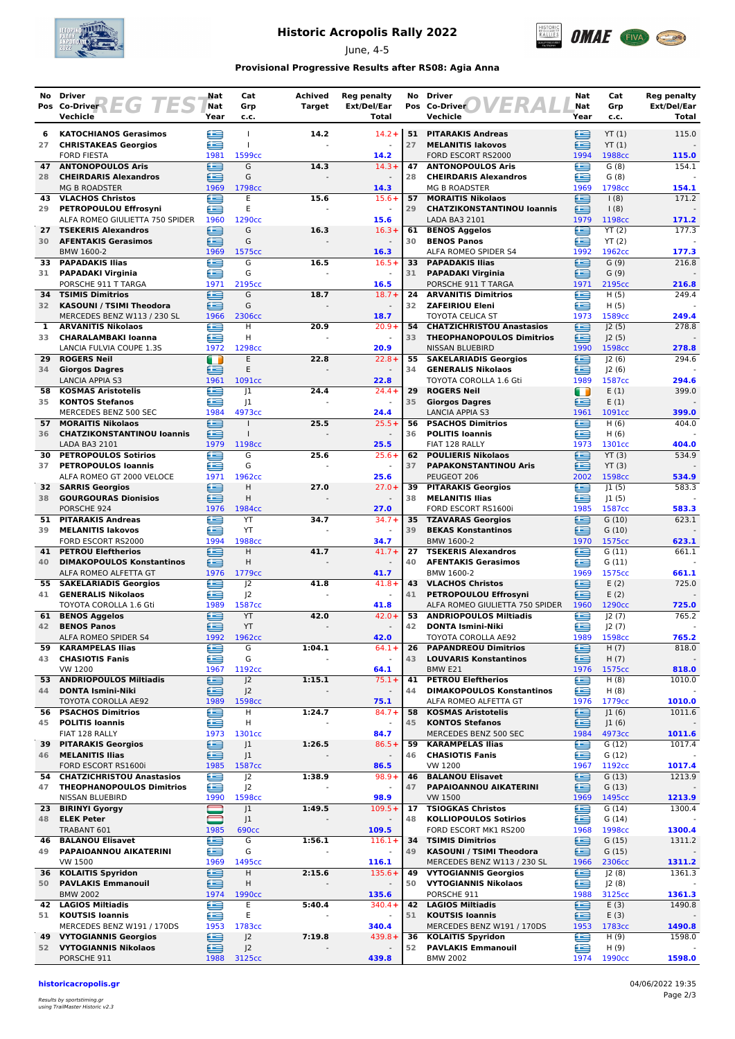# Historic Acropolis Rally 2022

June, 4-5

### Provisional Progressive Results after RS08: Agia Anna

**REG TEST**

| No | Pos | Driver / Co-Driver / Vehicle | Nat | Cat Grp | c.c. / Year | Achived Target | Reg penalty Ext/Del/Ear Total |
|---|---|---|---|---|---|---|---|
| 6 | 27 | KATOCHIANOS Gerasimos / CHRISTAKEAS Georgios / FORD FIESTA | GR / GR | I / I | 1981 1599cc | 14.2 | 14.2+ / 14.2 |
| 47 | 28 | ANTONOPOULOS Aris / CHEIRDARIS Alexandros / MG B ROADSTER | GR / GR | G / G | 1969 1798cc | 14.3 | 14.3+ / 14.3 |
| 43 | 29 | VLACHOS Christos / PETROPOULOU Effrosyni / ALFA ROMEO GIULIETTA 750 SPIDER | GR / GR | E / E | 1960 1290cc | 15.6 | 15.6+ / 15.6 |
| 27 | 30 | TSEKERIS Alexandros / AFENTAKIS Gerasimos / BMW 1600-2 | GR / GR | G / G | 1969 1575cc | 16.3 | 16.3+ / 16.3 |
| 33 | 31 | PAPADAKIS Ilias / PAPADAKI Virginia / PORSCHE 911 T TARGA | GR / GR | G / G | 1971 2195cc | 16.5 | 16.5+ / 16.5 |
| 34 | 32 | TSIMIS Dimitrios / KASOUNI / TSIMI Theodora / MERCEDES BENZ W113 / 230 SL | GR / GR | G / G | 1966 2306cc | 18.7 | 18.7+ / 18.7 |
| 1 | 33 | ARVANITIS Nikolaos / CHARALAMBAKI Ioanna / LANCIA FULVIA COUPE 1.3S | GR / GR | H / H | 1972 1298cc | 20.9 | 20.9+ / 20.9 |
| 29 | 34 | ROGERS Neil / Giorgos Dagres / LANCIA APPIA S3 | IE / GR | E / E | 1961 1091cc | 22.8 | 22.8+ / 22.8 |
| 58 | 35 | KOSMAS Aristotelis / KONTOS Stefanos / MERCEDES BENZ 500 SEC | GR / GR | J1 / J1 | 1984 4973cc | 24.4 | 24.4+ / 24.4 |
| 57 | 36 | MORAITIS Nikolaos / CHATZIKONSTANTINOU Ioannis / LADA BA3 2101 | GR / GR | I / I | 1979 1198cc | 25.5 | 25.5+ / 25.5 |
| 30 | 37 | PETROPOULOS Sotirios / PETROPOULOS Ioannis / ALFA ROMEO GT 2000 VELOCE | GR / GR | G / G | 1971 1962cc | 25.6 | 25.6+ / 25.6 |
| 32 | 38 | SARRIS Georgios / GOURGOURAS Dionisios / PORSCHE 924 | GR / GR | H / H | 1976 1984cc | 27.0 | 27.0+ / 27.0 |
| 51 | 39 | PITARAKIS Andreas / MELANITIS Iakovos / FORD ESCORT RS2000 | GR / GR | YT / YT | 1994 1988cc | 34.7 | 34.7+ / 34.7 |
| 41 | 40 | PETROU Eleftherios / DIMAKOPOULOS Konstantinos / ALFA ROMEO ALFETTA GT | GR / GR | H / H | 1976 1779cc | 41.7 | 41.7+ / 41.7 |
| 55 | 41 | SAKELARIADIS Georgios / GENERALIS Nikolaos / TOYOTA COROLLA 1.6 Gti | GR / GR | J2 / J2 | 1989 1587cc | 41.8 | 41.8+ / 41.8 |
| 61 | 42 | BENOS Aggelos / BENOS Panos / ALFA ROMEO SPIDER S4 | GR / GR | YT / YT | 1992 1962cc | 42.0 | 42.0+ / 42.0 |
| 59 | 43 | KARAMPELAS Ilias / CHASIOTIS Fanis / VW 1200 | GR / GR | G / G | 1967 1192cc | 1:04.1 | 64.1+ / 64.1 |
| 53 | 44 | ANDRIOPOULOS Miltiadis / DONTA Ismini-Niki / TOYOTA COROLLA AE92 | GR / GR | J2 / J2 | 1989 1598cc | 1:15.1 | 75.1+ / 75.1 |
| 56 | 45 | PSACHOS Dimitrios / POLITIS Ioannis / FIAT 128 RALLY | GR / GR | H / H | 1973 1301cc | 1:24.7 | 84.7+ / 84.7 |
| 39 | 46 | PITARAKIS Georgios / MELANITIS Ilias / FORD ESCORT RS1600i | GR / GR | J1 / J1 | 1985 1587cc | 1:26.5 | 86.5+ / 86.5 |
| 54 | 47 | CHATZICHRISTOU Anastasios / THEOPHANOPOULOS Dimitrios / NISSAN BLUEBIRD | GR / GR | J2 / J2 | 1990 1598cc | 1:38.9 | 98.9+ / 98.9 |
| 23 | 48 | BIRINYI Gyorgy / ELEK Peter / TRABANT 601 | HU / HU | J1 / J1 | 1985 690cc | 1:49.5 | 109.5+ / 109.5 |
| 46 | 49 | BALANOU Elisavet / PAPAIOANNOU AIKATERINI / VW 1500 | GR / GR | G / G | 1969 1495cc | 1:56.1 | 116.1+ / 116.1 |
| 36 | 50 | KOLAITIS Spyridon / PAVLAKIS Emmanouil / BMW 2002 | GR / GR | H / H | 1974 1990cc | 2:15.6 | 135.6+ / 135.6 |
| 42 | 51 | LAGIOS Miltiadis / KOUTSIS Ioannis / MERCEDES BENZ W191 / 170DS | GR / GR | E / E | 1953 1783cc | 5:40.4 | 340.4+ / 340.4 |
| 49 | 52 | VYTOGIANNIS Georgios / VYTOGIANNIS Nikolaos / PORSCHE 911 | GR / GR | J2 / J2 | 1988 3125cc | 7:19.8 | 439.8+ / 439.8 |

**OVERALL**

| No | Pos | Driver / Co-Driver / Vehicle | Nat | Cat Grp | c.c. / Year | Reg penalty Ext/Del/Ear Total |
|---|---|---|---|---|---|---|
| 51 | 27 | PITARAKIS Andreas / MELANITIS Iakovos / FORD ESCORT RS2000 | GR / GR | YT (1) / YT (1) | 1994 1988cc | 115.0 / 115.0 |
| 47 | 28 | ANTONOPOULOS Aris / CHEIRDARIS Alexandros / MG B ROADSTER | GR / GR | G (8) / G (8) | 1969 1798cc | 154.1 / 154.1 |
| 57 | 29 | MORAITIS Nikolaos / CHATZIKONSTANTINOU Ioannis / LADA BA3 2101 | GR / GR | I (8) / I (8) | 1979 1198cc | 171.2 / 171.2 |
| 61 | 30 | BENOS Aggelos / BENOS Panos / ALFA ROMEO SPIDER S4 | GR / GR | YT (2) / YT (2) | 1992 1962cc | 177.3 / 177.3 |
| 33 | 31 | PAPADAKIS Ilias / PAPADAKI Virginia / PORSCHE 911 T TARGA | GR / GR | G (9) / G (9) | 1971 2195cc | 216.8 / 216.8 |
| 24 | 32 | ARVANITIS Dimitrios / ZAFEIRIOU Eleni / TOYOTA CELICA ST | GR / GR | H (5) / H (5) | 1973 1589cc | 249.4 / 249.4 |
| 54 | 33 | CHATZICHRISTOU Anastasios / THEOPHANOPOULOS Dimitrios / NISSAN BLUEBIRD | GR / GR | J2 (5) / J2 (5) | 1990 1598cc | 278.8 / 278.8 |
| 55 | 34 | SAKELARIADIS Georgios / GENERALIS Nikolaos / TOYOTA COROLLA 1.6 Gti | GR / GR | J2 (6) / J2 (6) | 1989 1587cc | 294.6 / 294.6 |
| 29 | 35 | ROGERS Neil / Giorgos Dagres / LANCIA APPIA S3 | IE / GR | E (1) / E (1) | 1961 1091cc | 399.0 / 399.0 |
| 56 | 36 | PSACHOS Dimitrios / POLITIS Ioannis / FIAT 128 RALLY | GR / GR | H (6) / H (6) | 1973 1301cc | 404.0 / 404.0 |
| 62 | 37 | POULIERIS Nikolaos / PAPAKONSTANTINOU Aris / PEUGEOT 206 | GR / GR | YT (3) / YT (3) | 2002 1598cc | 534.9 / 534.9 |
| 39 | 38 | PITARAKIS Georgios / MELANITIS Ilias / FORD ESCORT RS1600i | GR / GR | J1 (5) / J1 (5) | 1985 1587cc | 583.3 / 583.3 |
| 35 | 39 | TZAVARAS Georgios / BEKAS Konstantinos / BMW 1600-2 | GR / GR | G (10) / G (10) | 1970 1575cc | 623.1 / 623.1 |
| 27 | 40 | TSEKERIS Alexandros / AFENTAKIS Gerasimos / BMW 1600-2 | GR / GR | G (11) / G (11) | 1969 1575cc | 661.1 / 661.1 |
| 43 | 41 | VLACHOS Christos / PETROPOULOU Effrosyni / ALFA ROMEO GIULIETTA 750 SPIDER | GR / GR | E (2) / E (2) | 1960 1290cc | 725.0 / 725.0 |
| 53 | 42 | ANDRIOPOULOS Miltiadis / DONTA Ismini-Niki / TOYOTA COROLLA AE92 | GR / GR | J2 (7) / J2 (7) | 1989 1598cc | 765.2 / 765.2 |
| 26 | 43 | PAPANDREOU Dimitrios / LOUVARIS Konstantinos / BMW E21 | GR / GR | H (7) / H (7) | 1976 1575cc | 818.0 / 818.0 |
| 41 | 44 | PETROU Eleftherios / DIMAKOPOULOS Konstantinos / ALFA ROMEO ALFETTA GT | GR / GR | H (8) / H (8) | 1976 1779cc | 1010.0 / 1010.0 |
| 58 | 45 | KOSMAS Aristotelis / KONTOS Stefanos / MERCEDES BENZ 500 SEC | GR / GR | J1 (6) / J1 (6) | 1984 4973cc | 1011.6 / 1011.6 |
| 59 | 46 | KARAMPELAS Ilias / CHASIOTIS Fanis / VW 1200 | GR / GR | G (12) / G (12) | 1967 1192cc | 1017.4 / 1017.4 |
| 46 | 47 | BALANOU Elisavet / PAPAIOANNOU AIKATERINI / VW 1500 | GR / GR | G (13) / G (13) | 1969 1495cc | 1213.9 / 1213.9 |
| 17 | 48 | TSIOGKAS Christos / KOLLIOPOULOS Sotirios / FORD ESCORT MK1 RS200 | GR / GR | G (14) / G (14) | 1968 1998cc | 1300.4 / 1300.4 |
| 34 | 49 | TSIMIS Dimitrios / KASOUNI / TSIMI Theodora / MERCEDES BENZ W113 / 230 SL | GR / GR | G (15) / G (15) | 1966 2306cc | 1311.2 / 1311.2 |
| 49 | 50 | VYTOGIANNIS Georgios / VYTOGIANNIS Nikolaos / PORSCHE 911 | GR / GR | J2 (8) / J2 (8) | 1988 3125cc | 1361.3 / 1361.3 |
| 42 | 51 | LAGIOS Miltiadis / KOUTSIS Ioannis / MERCEDES BENZ W191 / 170DS | GR / GR | E (3) / E (3) | 1953 1783cc | 1490.8 / 1490.8 |
| 36 | 52 | KOLAITIS Spyridon / PAVLAKIS Emmanouil / BMW 2002 | GR / GR | H (9) / H (9) | 1974 1990cc | 1598.0 / 1598.0 |

historicacropolis.gr

Results by sportstiming.gr
using TrailMaster Historic v2.3

04/06/2022 19:35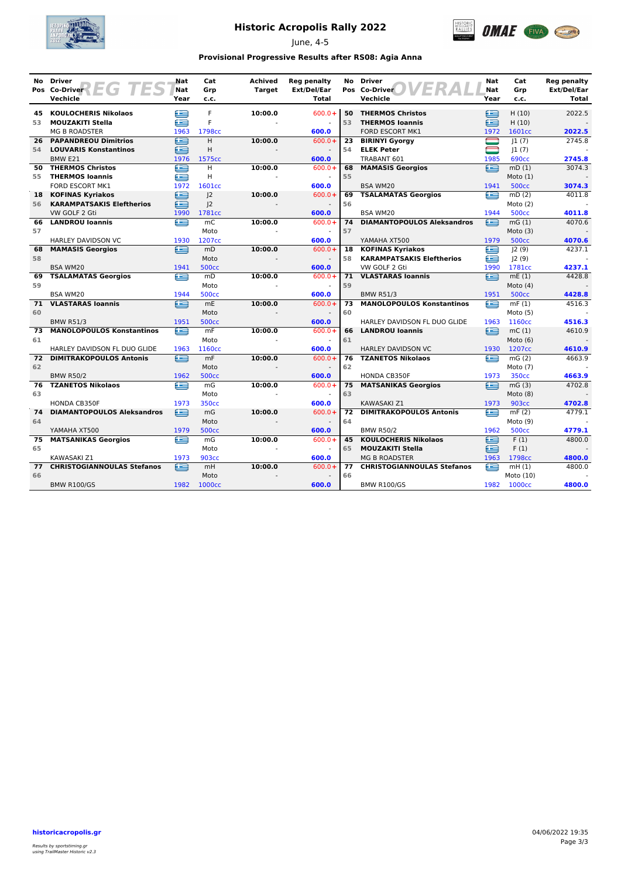# Historic Acropolis Rally 2022

June, 4-5

**Provisional Progressive Results after RS08: Agia Anna**

## REG TEST

| No | Pos | Driver / Co-Driver / Vechicle | Nat | Nat | Year | Cat | Grp | c.c. | Achived Target | Reg penalty Ext/Del/Ear | Total |
|---|---|---|---|---|---|---|---|---|---|---|---|
| 45 | 53 | KOULOCHERIS Nikolaos / MOUZAKITI Stella / MG B ROADSTER | GRE | GRE | 1963 | F | F | 1798cc | 10:00.0 | 600.0+ | 600.0 |
| 26 | 54 | PAPANDREOU Dimitrios / LOUVARIS Konstantinos / BMW E21 | GRE | GRE | 1976 | H | H | 1575cc | 10:00.0 | 600.0+ | 600.0 |
| 50 | 55 | THERMOS Christos / THERMOS Ioannis / FORD ESCORT MK1 | GRE | GRE | 1972 | H | H | 1601cc | 10:00.0 | 600.0+ | 600.0 |
| 18 | 56 | KOFINAS Kyriakos / KARAMPATSAKIS Eleftherios / VW GOLF 2 Gti | GRE | GRE | 1990 | J2 | J2 | 1781cc | 10:00.0 | 600.0+ | 600.0 |
| 66 | 57 | LANDROU Ioannis / HARLEY DAVIDSON VC | GRE | | 1930 | mC | Moto | 1207cc | 10:00.0 | 600.0+ | 600.0 |
| 68 | 58 | MAMASIS Georgios / BSA WM20 | GRE | | 1941 | mD | Moto | 500cc | 10:00.0 | 600.0+ | 600.0 |
| 69 | 59 | TSALAMATAS Georgios / BSA WM20 | GRE | | 1944 | mD | Moto | 500cc | 10:00.0 | 600.0+ | 600.0 |
| 71 | 60 | VLASTARAS Ioannis / BMW R51/3 | GRE | | 1951 | mE | Moto | 500cc | 10:00.0 | 600.0+ | 600.0 |
| 73 | 61 | MANOLOPOULOS Konstantinos / HARLEY DAVIDSON FL DUO GLIDE | GRE | | 1963 | mF | Moto | 1160cc | 10:00.0 | 600.0+ | 600.0 |
| 72 | 62 | DIMITRAKOPOULOS Antonis / BMW R50/2 | GRE | | 1962 | mF | Moto | 500cc | 10:00.0 | 600.0+ | 600.0 |
| 76 | 63 | TZANETOS Nikolaos / HONDA CB350F | GRE | | 1973 | mG | Moto | 350cc | 10:00.0 | 600.0+ | 600.0 |
| 74 | 64 | DIAMANTOPOULOS Aleksandros / YAMAHA XT500 | GRE | | 1979 | mG | Moto | 500cc | 10:00.0 | 600.0+ | 600.0 |
| 75 | 65 | MATSANIKAS Georgios / KAWASAKI Z1 | GRE | | 1973 | mG | Moto | 903cc | 10:00.0 | 600.0+ | 600.0 |
| 77 | 66 | CHRISTOGIANNOULAS Stefanos / BMW R100/GS | GRE | | 1982 | mH | Moto | 1000cc | 10:00.0 | 600.0+ | 600.0 |

## OVERALL

| No | Pos | Driver / Co-Driver / Vechicle | Nat | Nat | Year | Cat | Grp | c.c. | Reg penalty Ext/Del/Ear | Total |
|---|---|---|---|---|---|---|---|---|---|---|
| 50 | 53 | THERMOS Christos / THERMOS Ioannis / FORD ESCORT MK1 | GRE | GRE | 1972 | H (10) | H (10) | 1601cc | 2022.5 | 2022.5 |
| 23 | 54 | BIRINYI Gyorgy / ELEK Peter / TRABANT 601 | HUN | HUN | 1985 | J1 (7) | J1 (7) | 690cc | 2745.8 | 2745.8 |
| 68 | 55 | MAMASIS Georgios / BSA WM20 | GRE | | 1941 | mD (1) | Moto (1) | 500cc | 3074.3 | 3074.3 |
| 69 | 56 | TSALAMATAS Georgios / BSA WM20 | GRE | | 1944 | mD (2) | Moto (2) | 500cc | 4011.8 | 4011.8 |
| 74 | 57 | DIAMANTOPOULOS Aleksandros / YAMAHA XT500 | GRE | | 1979 | mG (1) | Moto (3) | 500cc | 4070.6 | 4070.6 |
| 18 | 58 | KOFINAS Kyriakos / KARAMPATSAKIS Eleftherios / VW GOLF 2 Gti | GRE | GRE | 1990 | J2 (9) | J2 (9) | 1781cc | 4237.1 | 4237.1 |
| 71 | 59 | VLASTARAS Ioannis / BMW R51/3 | GRE | | 1951 | mE (1) | Moto (4) | 500cc | 4428.8 | 4428.8 |
| 73 | 60 | MANOLOPOULOS Konstantinos / HARLEY DAVIDSON FL DUO GLIDE | GRE | | 1963 | mF (1) | Moto (5) | 1160cc | 4516.3 | 4516.3 |
| 66 | 61 | LANDROU Ioannis / HARLEY DAVIDSON VC | GRE | | 1930 | mC (1) | Moto (6) | 1207cc | 4610.9 | 4610.9 |
| 76 | 62 | TZANETOS Nikolaos / HONDA CB350F | GRE | | 1973 | mG (2) | Moto (7) | 350cc | 4663.9 | 4663.9 |
| 75 | 63 | MATSANIKAS Georgios / KAWASAKI Z1 | GRE | | 1973 | mG (3) | Moto (8) | 903cc | 4702.8 | 4702.8 |
| 72 | 64 | DIMITRAKOPOULOS Antonis / BMW R50/2 | GRE | | 1962 | mF (2) | Moto (9) | 500cc | 4779.1 | 4779.1 |
| 45 | 65 | KOULOCHERIS Nikolaos / MOUZAKITI Stella / MG B ROADSTER | GRE | GRE | 1963 | F (1) | F (1) | 1798cc | 4800.0 | 4800.0 |
| 77 | 66 | CHRISTOGIANNOULAS Stefanos / BMW R100/GS | GRE | | 1982 | mH (1) | Moto (10) | 1000cc | 4800.0 | 4800.0 |

historicacropolis.gr

*Results by sportstiming.gr using TrailMaster Historic v2.3*

04/06/2022 19:35